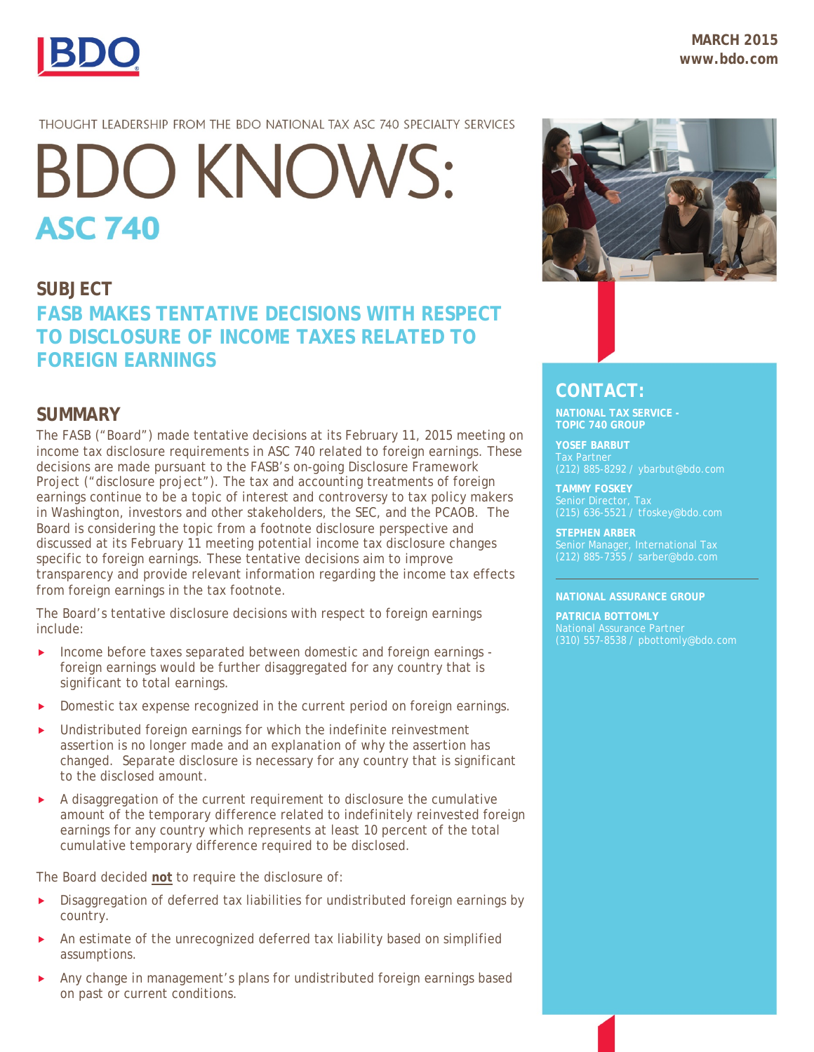MARCH 2015
www.bdo.com

THOUGHT LEADERSHIP FROM THE BDO NATIONAL TAX ASC 740 SPECIALTY SERVICES

# BDO KNOWS: ASC 740

## SUBJECT

## FASB MAKES TENTATIVE DECISIONS WITH RESPECT TO DISCLOSURE OF INCOME TAXES RELATED TO FOREIGN EARNINGS

## SUMMARY

The FASB ("Board") made tentative decisions at its February 11, 2015 meeting on income tax disclosure requirements in ASC 740 related to foreign earnings. These decisions are made pursuant to the FASB's on-going Disclosure Framework Project ("disclosure project"). The tax and accounting treatments of foreign earnings continue to be a topic of interest and controversy to tax policy makers in Washington, investors and other stakeholders, the SEC, and the PCAOB. The Board is considering the topic from a footnote disclosure perspective and discussed at its February 11 meeting potential income tax disclosure changes specific to foreign earnings. These tentative decisions aim to improve transparency and provide relevant information regarding the income tax effects from foreign earnings in the tax footnote.

The Board's tentative disclosure decisions with respect to foreign earnings include:

- Income before taxes separated between domestic and foreign earnings - foreign earnings would be further disaggregated for any country that is significant to total earnings.
- Domestic tax expense recognized in the current period on foreign earnings.
- Undistributed foreign earnings for which the indefinite reinvestment assertion is no longer made and an explanation of why the assertion has changed. Separate disclosure is necessary for any country that is significant to the disclosed amount.
- A disaggregation of the current requirement to disclosure the cumulative amount of the temporary difference related to indefinitely reinvested foreign earnings for any country which represents at least 10 percent of the total cumulative temporary difference required to be disclosed.

The Board decided **not** to require the disclosure of:

- Disaggregation of deferred tax liabilities for undistributed foreign earnings by country.
- An estimate of the unrecognized deferred tax liability based on simplified assumptions.
- Any change in management's plans for undistributed foreign earnings based on past or current conditions.

## CONTACT:

**NATIONAL TAX SERVICE - TOPIC 740 GROUP**

**YOSEF BARBUT**
Tax Partner
(212) 885-8292 / ybarbut@bdo.com

**TAMMY FOSKEY**
Senior Director, Tax
(215) 636-5521 / tfoskey@bdo.com

**STEPHEN ARBER**
Senior Manager, International Tax
(212) 885-7355 / sarber@bdo.com

**NATIONAL ASSURANCE GROUP**

**PATRICIA BOTTOMLY**
National Assurance Partner
(310) 557-8538 / pbottomly@bdo.com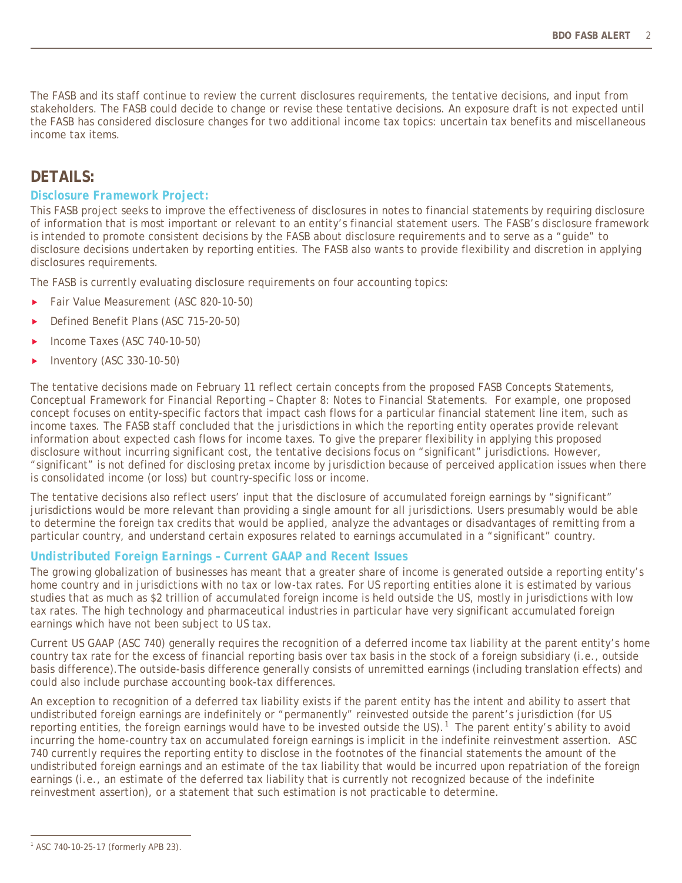The FASB and its staff continue to review the current disclosures requirements, the tentative decisions, and input from stakeholders. The FASB could decide to change or revise these tentative decisions. An exposure draft is not expected until the FASB has considered disclosure changes for two additional income tax topics: uncertain tax benefits and miscellaneous income tax items.

## DETAILS:

### Disclosure Framework Project:

This FASB project seeks to improve the effectiveness of disclosures in notes to financial statements by requiring disclosure of information that is most important or relevant to an entity's financial statement users. The FASB's disclosure framework is intended to promote consistent decisions by the FASB about disclosure requirements and to serve as a "guide" to disclosure decisions undertaken by reporting entities. The FASB also wants to provide flexibility and discretion in applying disclosures requirements.

The FASB is currently evaluating disclosure requirements on four accounting topics:

- Fair Value Measurement (ASC 820-10-50)
- Defined Benefit Plans (ASC 715-20-50)
- Income Taxes (ASC 740-10-50)
- Inventory (ASC 330-10-50)

The tentative decisions made on February 11 reflect certain concepts from the proposed FASB Concepts Statements, *Conceptual Framework for Financial Reporting – Chapter 8: Notes to Financial Statements*. For example, one proposed concept focuses on entity-specific factors that impact cash flows for a particular financial statement line item, such as income taxes. The FASB staff concluded that the jurisdictions in which the reporting entity operates provide relevant information about expected cash flows for income taxes. To give the preparer flexibility in applying this proposed disclosure without incurring significant cost, the tentative decisions focus on "significant" jurisdictions. However, "significant" is not defined for disclosing pretax income by jurisdiction because of perceived application issues when there is consolidated income (or loss) but country-specific loss or income.

The tentative decisions also reflect users' input that the disclosure of accumulated foreign earnings by "significant" jurisdictions would be more relevant than providing a single amount for all jurisdictions. Users presumably would be able to determine the foreign tax credits that would be applied, analyze the advantages or disadvantages of remitting from a particular country, and understand certain exposures related to earnings accumulated in a "significant" country.

### Undistributed Foreign Earnings – Current GAAP and Recent Issues

The growing globalization of businesses has meant that a greater share of income is generated outside a reporting entity's home country and in jurisdictions with no tax or low-tax rates. For US reporting entities alone it is estimated by various studies that as much as $2 trillion of accumulated foreign income is held outside the US, mostly in jurisdictions with low tax rates. The high technology and pharmaceutical industries in particular have very significant accumulated foreign earnings which have not been subject to US tax.

Current US GAAP (ASC 740) generally requires the recognition of a deferred income tax liability at the parent entity's home country tax rate for the excess of financial reporting basis over tax basis in the stock of a foreign subsidiary (i.e., outside basis difference).The outside-basis difference generally consists of unremitted earnings (including translation effects) and could also include purchase accounting book-tax differences.

An exception to recognition of a deferred tax liability exists if the parent entity has the intent and ability to assert that undistributed foreign earnings are indefinitely or "permanently" reinvested outside the parent's jurisdiction (for US reporting entities, the foreign earnings would have to be invested outside the US).[1] The parent entity's ability to avoid incurring the home-country tax on accumulated foreign earnings is implicit in the indefinite reinvestment assertion. ASC 740 currently requires the reporting entity to disclose in the footnotes of the financial statements the amount of the undistributed foreign earnings and an estimate of the tax liability that would be incurred upon repatriation of the foreign earnings (i.e., an estimate of the deferred tax liability that is currently not recognized because of the indefinite reinvestment assertion), or a statement that such estimation is not practicable to determine.

---

[1] ASC 740-10-25-17 (formerly APB 23).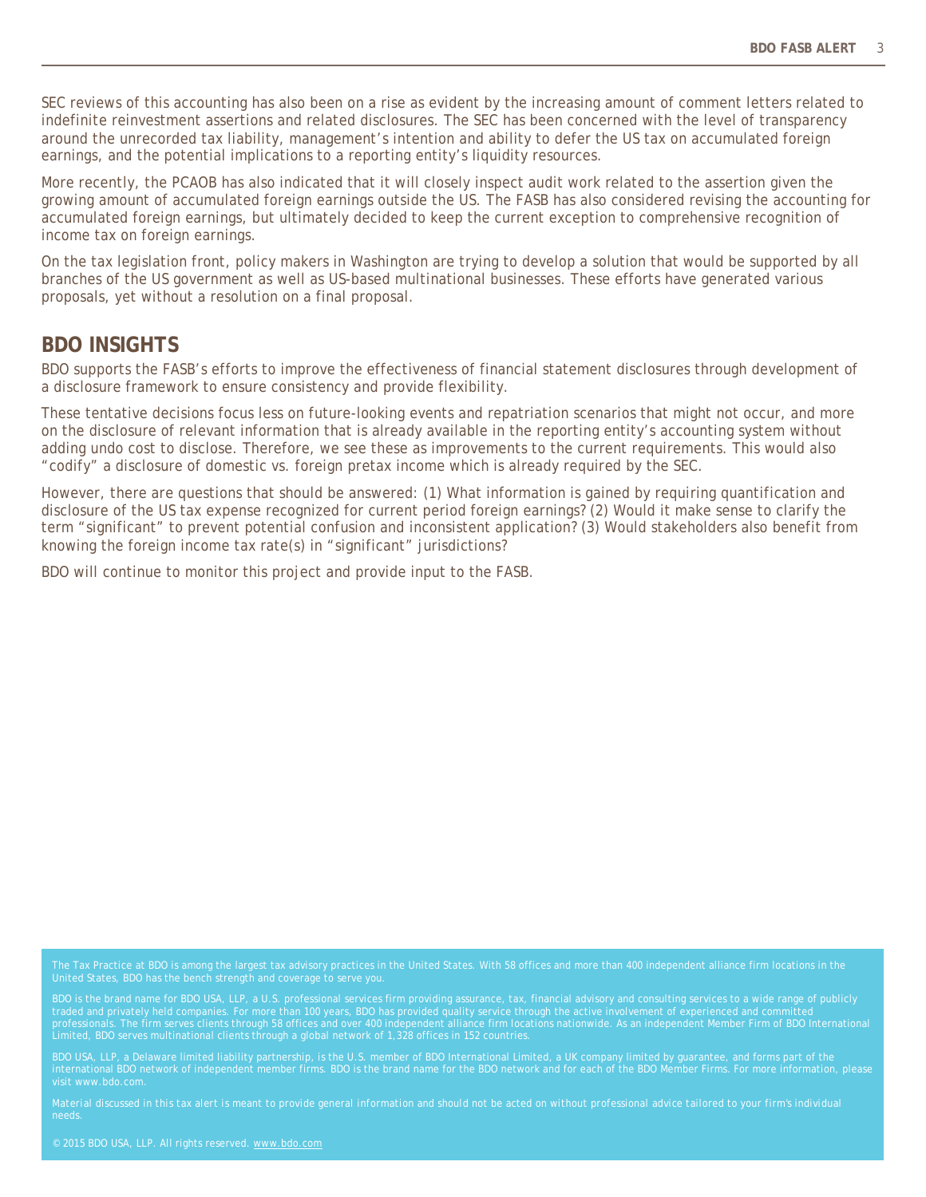SEC reviews of this accounting has also been on a rise as evident by the increasing amount of comment letters related to indefinite reinvestment assertions and related disclosures. The SEC has been concerned with the level of transparency around the unrecorded tax liability, management's intention and ability to defer the US tax on accumulated foreign earnings, and the potential implications to a reporting entity's liquidity resources.

More recently, the PCAOB has also indicated that it will closely inspect audit work related to the assertion given the growing amount of accumulated foreign earnings outside the US. The FASB has also considered revising the accounting for accumulated foreign earnings, but ultimately decided to keep the current exception to comprehensive recognition of income tax on foreign earnings.

On the tax legislation front, policy makers in Washington are trying to develop a solution that would be supported by all branches of the US government as well as US-based multinational businesses. These efforts have generated various proposals, yet without a resolution on a final proposal.

## BDO INSIGHTS

BDO supports the FASB's efforts to improve the effectiveness of financial statement disclosures through development of a disclosure framework to ensure consistency and provide flexibility.

These tentative decisions focus less on future-looking events and repatriation scenarios that might not occur, and more on the disclosure of relevant information that is already available in the reporting entity's accounting system without adding undo cost to disclose. Therefore, we see these as improvements to the current requirements. This would also "codify" a disclosure of domestic vs. foreign pretax income which is already required by the SEC.

However, there are questions that should be answered: (1) What information is gained by requiring quantification and disclosure of the US tax expense recognized for current period foreign earnings? (2) Would it make sense to clarify the term "significant" to prevent potential confusion and inconsistent application? (3) Would stakeholders also benefit from knowing the foreign income tax rate(s) in "significant" jurisdictions?

BDO will continue to monitor this project and provide input to the FASB.

The Tax Practice at BDO is among the largest tax advisory practices in the United States. With 58 offices and more than 400 independent alliance firm locations in the United States, BDO has the bench strength and coverage to serve you.

BDO is the brand name for BDO USA, LLP, a U.S. professional services firm providing assurance, tax, financial advisory and consulting services to a wide range of publicly traded and privately held companies. For more than 100 years, BDO has provided quality service through the active involvement of experienced and committed professionals. The firm serves clients through 58 offices and over 400 independent alliance firm locations nationwide. As an independent Member Firm of BDO International Limited, BDO serves multinational clients through a global network of 1,328 offices in 152 countries.

BDO USA, LLP, a Delaware limited liability partnership, is the U.S. member of BDO International Limited, a UK company limited by guarantee, and forms part of the international BDO network of independent member firms. BDO is the brand name for the BDO network and for each of the BDO Member Firms. For more information, please visit www.bdo.com.

Material discussed in this tax alert is meant to provide general information and should not be acted on without professional advice tailored to your firm's individual needs.

© 2015 BDO USA, LLP. All rights reserved. www.bdo.com